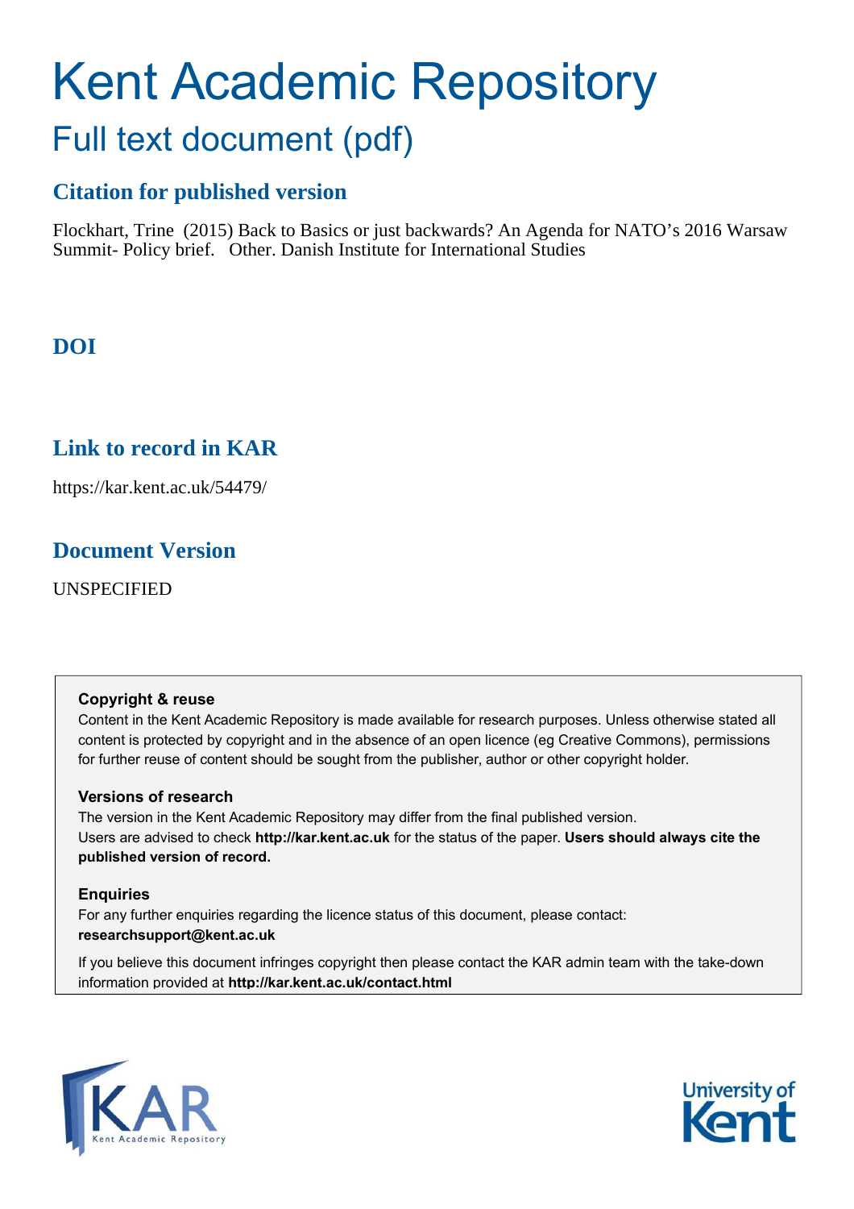# Kent Academic Repository

## Full text document (pdf)

### Citation for published version

Flockhart, Trine (2015) Back to Basics or just backwards? An Agenda for NATO's 2016 Warsaw Summit- Policy brief. Other. Danish Institute for International Studies

### DOI

### Link to record in KAR

https://kar.kent.ac.uk/54479/

### Document Version

UNSPECIFIED

**Copyright & reuse**

Content in the Kent Academic Repository is made available for research purposes. Unless otherwise stated all content is protected by copyright and in the absence of an open licence (eg Creative Commons), permissions for further reuse of content should be sought from the publisher, author or other copyright holder.

**Versions of research**

The version in the Kent Academic Repository may differ from the final published version.
Users are advised to check **http://kar.kent.ac.uk** for the status of the paper. **Users should always cite the published version of record.**

**Enquiries**

For any further enquiries regarding the licence status of this document, please contact:
**researchsupport@kent.ac.uk**

If you believe this document infringes copyright then please contact the KAR admin team with the take-down information provided at **http://kar.kent.ac.uk/contact.html**

KAR Kent Academic Repository

University of Kent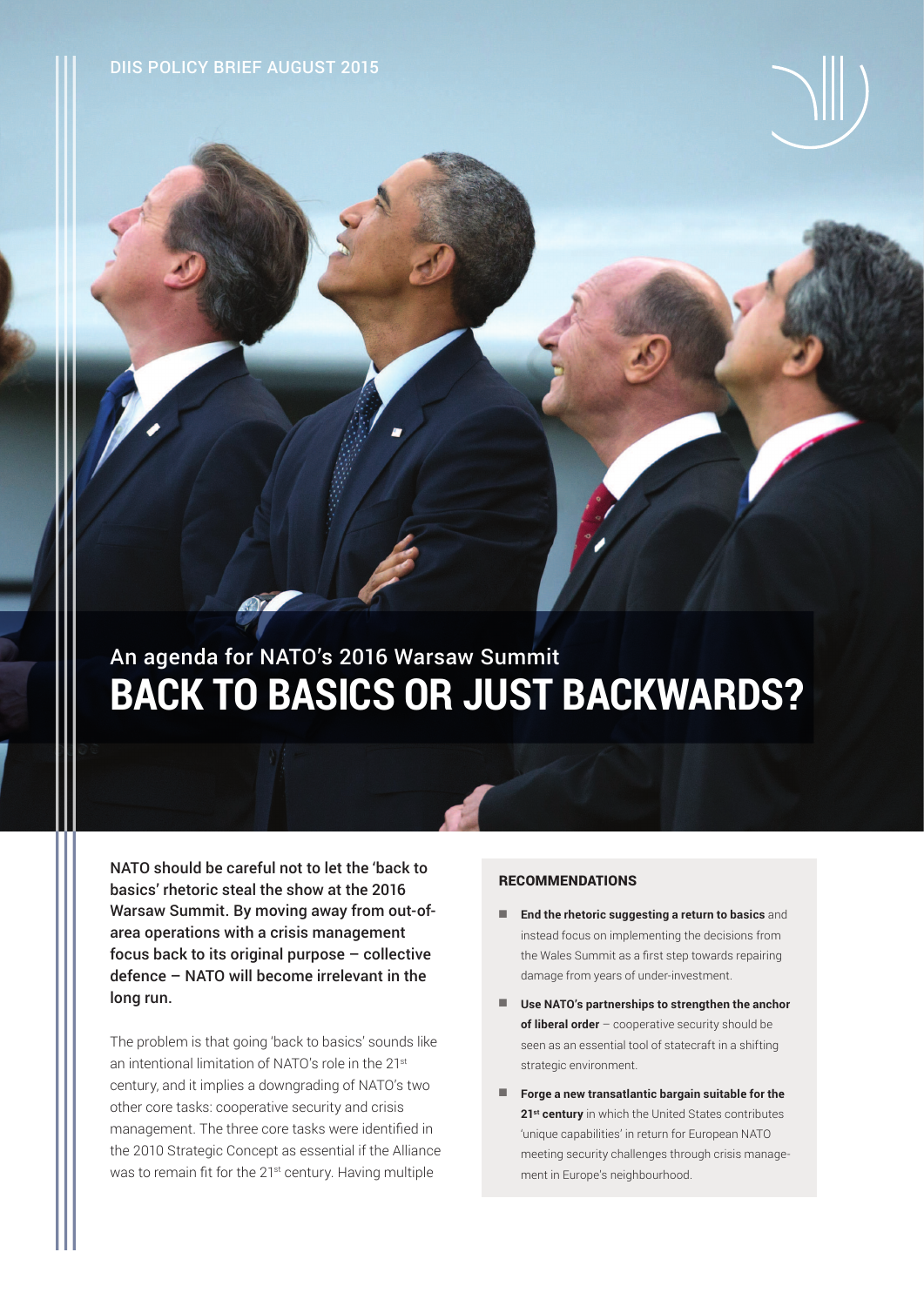DIIS POLICY BRIEF AUGUST 2015

An agenda for NATO's 2016 Warsaw Summit

# BACK TO BASICS OR JUST BACKWARDS?

**NATO should be careful not to let the 'back to basics' rhetoric steal the show at the 2016 Warsaw Summit. By moving away from out-of-area operations with a crisis management focus back to its original purpose – collective defence – NATO will become irrelevant in the long run.**

The problem is that going 'back to basics' sounds like an intentional limitation of NATO's role in the 21st century, and it implies a downgrading of NATO's two other core tasks: cooperative security and crisis management. The three core tasks were identified in the 2010 Strategic Concept as essential if the Alliance was to remain fit for the 21st century. Having multiple

## RECOMMENDATIONS

- **End the rhetoric suggesting a return to basics** and instead focus on implementing the decisions from the Wales Summit as a first step towards repairing damage from years of under-investment.
- **Use NATO's partnerships to strengthen the anchor of liberal order** – cooperative security should be seen as an essential tool of statecraft in a shifting strategic environment.
- **Forge a new transatlantic bargain suitable for the 21st century** in which the United States contributes 'unique capabilities' in return for European NATO meeting security challenges through crisis management in Europe's neighbourhood.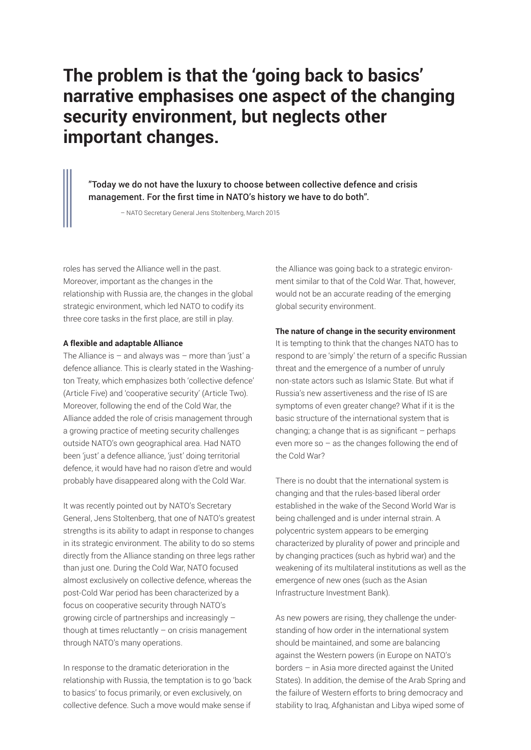## The problem is that the 'going back to basics' narrative emphasises one aspect of the changing security environment, but neglects other important changes.

> "Today we do not have the luxury to choose between collective defence and crisis management. For the first time in NATO's history we have to do both".
>
> – NATO Secretary General Jens Stoltenberg, March 2015

roles has served the Alliance well in the past. Moreover, important as the changes in the relationship with Russia are, the changes in the global strategic environment, which led NATO to codify its three core tasks in the first place, are still in play.

**A flexible and adaptable Alliance**

The Alliance is – and always was – more than 'just' a defence alliance. This is clearly stated in the Washington Treaty, which emphasizes both 'collective defence' (Article Five) and 'cooperative security' (Article Two). Moreover, following the end of the Cold War, the Alliance added the role of crisis management through a growing practice of meeting security challenges outside NATO's own geographical area. Had NATO been 'just' a defence alliance, 'just' doing territorial defence, it would have had no raison d'etre and would probably have disappeared along with the Cold War.

It was recently pointed out by NATO's Secretary General, Jens Stoltenberg, that one of NATO's greatest strengths is its ability to adapt in response to changes in its strategic environment. The ability to do so stems directly from the Alliance standing on three legs rather than just one. During the Cold War, NATO focused almost exclusively on collective defence, whereas the post-Cold War period has been characterized by a focus on cooperative security through NATO's growing circle of partnerships and increasingly – though at times reluctantly – on crisis management through NATO's many operations.

In response to the dramatic deterioration in the relationship with Russia, the temptation is to go 'back to basics' to focus primarily, or even exclusively, on collective defence. Such a move would make sense if the Alliance was going back to a strategic environment similar to that of the Cold War. That, however, would not be an accurate reading of the emerging global security environment.

**The nature of change in the security environment**

It is tempting to think that the changes NATO has to respond to are 'simply' the return of a specific Russian threat and the emergence of a number of unruly non-state actors such as Islamic State. But what if Russia's new assertiveness and the rise of IS are symptoms of even greater change? What if it is the basic structure of the international system that is changing; a change that is as significant – perhaps even more so – as the changes following the end of the Cold War?

There is no doubt that the international system is changing and that the rules-based liberal order established in the wake of the Second World War is being challenged and is under internal strain. A polycentric system appears to be emerging characterized by plurality of power and principle and by changing practices (such as hybrid war) and the weakening of its multilateral institutions as well as the emergence of new ones (such as the Asian Infrastructure Investment Bank).

As new powers are rising, they challenge the understanding of how order in the international system should be maintained, and some are balancing against the Western powers (in Europe on NATO's borders – in Asia more directed against the United States). In addition, the demise of the Arab Spring and the failure of Western efforts to bring democracy and stability to Iraq, Afghanistan and Libya wiped some of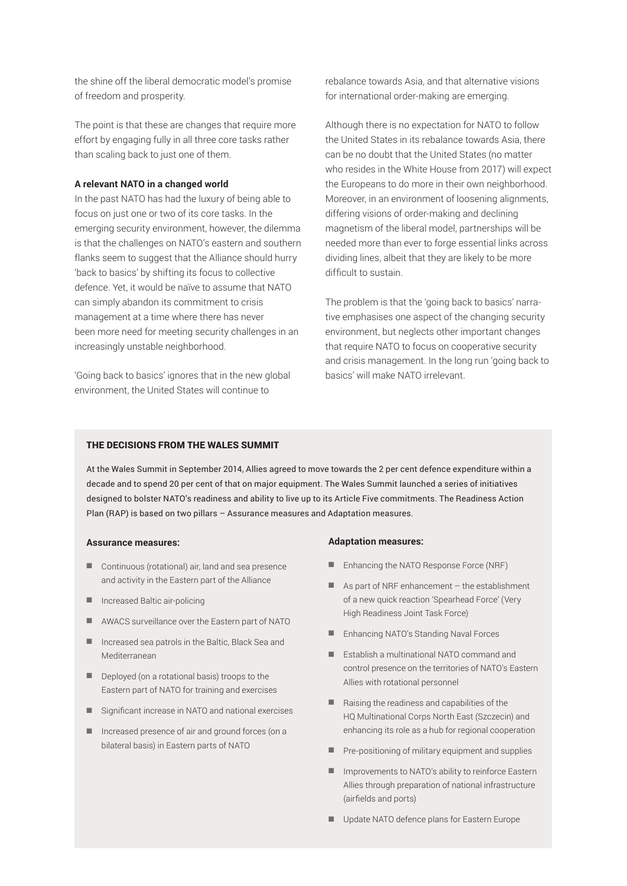the shine off the liberal democratic model's promise of freedom and prosperity.

The point is that these are changes that require more effort by engaging fully in all three core tasks rather than scaling back to just one of them.

**A relevant NATO in a changed world**

In the past NATO has had the luxury of being able to focus on just one or two of its core tasks. In the emerging security environment, however, the dilemma is that the challenges on NATO's eastern and southern flanks seem to suggest that the Alliance should hurry 'back to basics' by shifting its focus to collective defence. Yet, it would be naïve to assume that NATO can simply abandon its commitment to crisis management at a time where there has never been more need for meeting security challenges in an increasingly unstable neighborhood.

'Going back to basics' ignores that in the new global environment, the United States will continue to rebalance towards Asia, and that alternative visions for international order-making are emerging.

Although there is no expectation for NATO to follow the United States in its rebalance towards Asia, there can be no doubt that the United States (no matter who resides in the White House from 2017) will expect the Europeans to do more in their own neighborhood. Moreover, in an environment of loosening alignments, differing visions of order-making and declining magnetism of the liberal model, partnerships will be needed more than ever to forge essential links across dividing lines, albeit that they are likely to be more difficult to sustain.

The problem is that the 'going back to basics' narrative emphasises one aspect of the changing security environment, but neglects other important changes that require NATO to focus on cooperative security and crisis management. In the long run 'going back to basics' will make NATO irrelevant.

## THE DECISIONS FROM THE WALES SUMMIT

At the Wales Summit in September 2014, Allies agreed to move towards the 2 per cent defence expenditure within a decade and to spend 20 per cent of that on major equipment. The Wales Summit launched a series of initiatives designed to bolster NATO's readiness and ability to live up to its Article Five commitments. The Readiness Action Plan (RAP) is based on two pillars – Assurance measures and Adaptation measures.

**Assurance measures:**

- Continuous (rotational) air, land and sea presence and activity in the Eastern part of the Alliance
- Increased Baltic air-policing
- AWACS surveillance over the Eastern part of NATO
- Increased sea patrols in the Baltic, Black Sea and Mediterranean
- Deployed (on a rotational basis) troops to the Eastern part of NATO for training and exercises
- Significant increase in NATO and national exercises
- Increased presence of air and ground forces (on a bilateral basis) in Eastern parts of NATO

**Adaptation measures:**

- Enhancing the NATO Response Force (NRF)
- As part of NRF enhancement – the establishment of a new quick reaction 'Spearhead Force' (Very High Readiness Joint Task Force)
- Enhancing NATO's Standing Naval Forces
- Establish a multinational NATO command and control presence on the territories of NATO's Eastern Allies with rotational personnel
- Raising the readiness and capabilities of the HQ Multinational Corps North East (Szczecin) and enhancing its role as a hub for regional cooperation
- Pre-positioning of military equipment and supplies
- Improvements to NATO's ability to reinforce Eastern Allies through preparation of national infrastructure (airfields and ports)
- Update NATO defence plans for Eastern Europe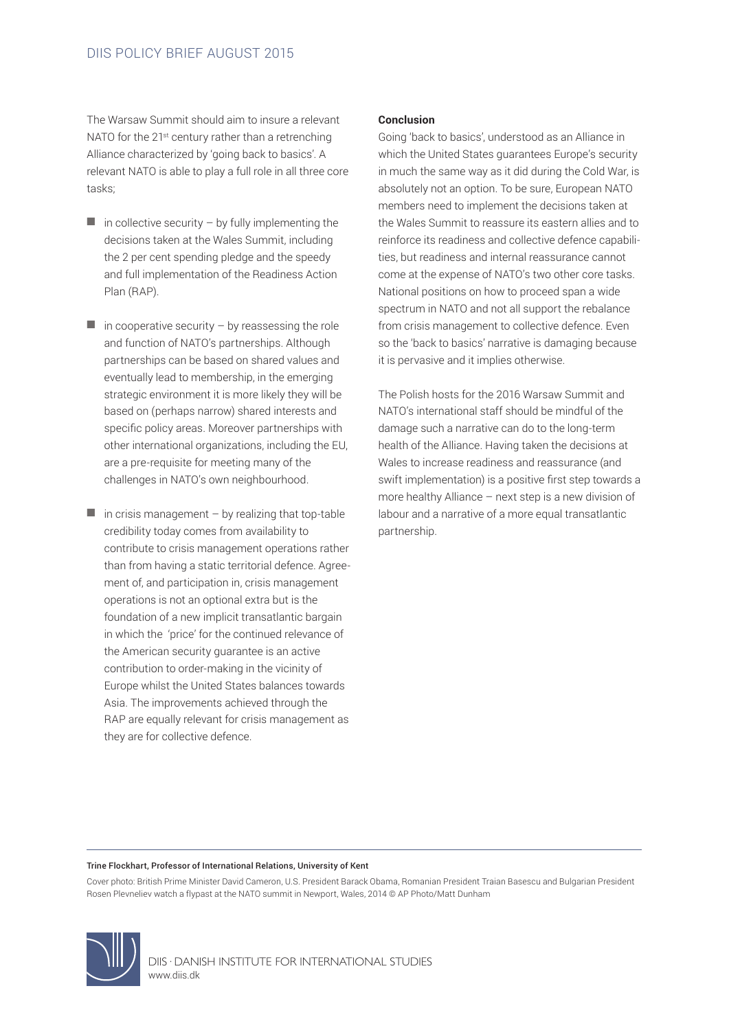The Warsaw Summit should aim to insure a relevant NATO for the 21st century rather than a retrenching Alliance characterized by 'going back to basics'. A relevant NATO is able to play a full role in all three core tasks;

- in collective security – by fully implementing the decisions taken at the Wales Summit, including the 2 per cent spending pledge and the speedy and full implementation of the Readiness Action Plan (RAP).
- in cooperative security – by reassessing the role and function of NATO's partnerships. Although partnerships can be based on shared values and eventually lead to membership, in the emerging strategic environment it is more likely they will be based on (perhaps narrow) shared interests and specific policy areas. Moreover partnerships with other international organizations, including the EU, are a pre-requisite for meeting many of the challenges in NATO's own neighbourhood.
- in crisis management – by realizing that top-table credibility today comes from availability to contribute to crisis management operations rather than from having a static territorial defence. Agreement of, and participation in, crisis management operations is not an optional extra but is the foundation of a new implicit transatlantic bargain in which the 'price' for the continued relevance of the American security guarantee is an active contribution to order-making in the vicinity of Europe whilst the United States balances towards Asia. The improvements achieved through the RAP are equally relevant for crisis management as they are for collective defence.

**Conclusion**

Going 'back to basics', understood as an Alliance in which the United States guarantees Europe's security in much the same way as it did during the Cold War, is absolutely not an option. To be sure, European NATO members need to implement the decisions taken at the Wales Summit to reassure its eastern allies and to reinforce its readiness and collective defence capabilities, but readiness and internal reassurance cannot come at the expense of NATO's two other core tasks. National positions on how to proceed span a wide spectrum in NATO and not all support the rebalance from crisis management to collective defence. Even so the 'back to basics' narrative is damaging because it is pervasive and it implies otherwise.

The Polish hosts for the 2016 Warsaw Summit and NATO's international staff should be mindful of the damage such a narrative can do to the long-term health of the Alliance. Having taken the decisions at Wales to increase readiness and reassurance (and swift implementation) is a positive first step towards a more healthy Alliance – next step is a new division of labour and a narrative of a more equal transatlantic partnership.

---

**Trine Flockhart, Professor of International Relations, University of Kent**

Cover photo: British Prime Minister David Cameron, U.S. President Barack Obama, Romanian President Traian Basescu and Bulgarian President Rosen Plevneliev watch a flypast at the NATO summit in Newport, Wales, 2014 © AP Photo/Matt Dunham

DIIS · DANISH INSTITUTE FOR INTERNATIONAL STUDIES
www.diis.dk